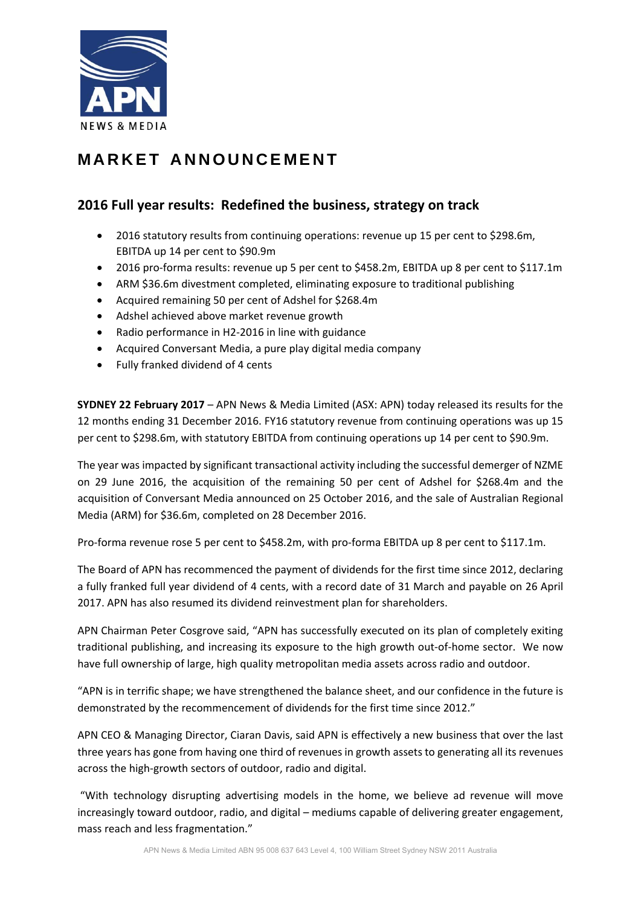APN NEWS & MEDIA

# MARKET ANNOUNCEMENT

## 2016 Full year results: Redefined the business, strategy on track

- 2016 statutory results from continuing operations: revenue up 15 per cent to $298.6m, EBITDA up 14 per cent to $90.9m
- 2016 pro-forma results: revenue up 5 per cent to $458.2m, EBITDA up 8 per cent to $117.1m
- ARM $36.6m divestment completed, eliminating exposure to traditional publishing
- Acquired remaining 50 per cent of Adshel for $268.4m
- Adshel achieved above market revenue growth
- Radio performance in H2-2016 in line with guidance
- Acquired Conversant Media, a pure play digital media company
- Fully franked dividend of 4 cents

**SYDNEY 22 February 2017** – APN News & Media Limited (ASX: APN) today released its results for the 12 months ending 31 December 2016. FY16 statutory revenue from continuing operations was up 15 per cent to $298.6m, with statutory EBITDA from continuing operations up 14 per cent to $90.9m.

The year was impacted by significant transactional activity including the successful demerger of NZME on 29 June 2016, the acquisition of the remaining 50 per cent of Adshel for $268.4m and the acquisition of Conversant Media announced on 25 October 2016, and the sale of Australian Regional Media (ARM) for $36.6m, completed on 28 December 2016.

Pro-forma revenue rose 5 per cent to $458.2m, with pro-forma EBITDA up 8 per cent to $117.1m.

The Board of APN has recommenced the payment of dividends for the first time since 2012, declaring a fully franked full year dividend of 4 cents, with a record date of 31 March and payable on 26 April 2017. APN has also resumed its dividend reinvestment plan for shareholders.

APN Chairman Peter Cosgrove said, "APN has successfully executed on its plan of completely exiting traditional publishing, and increasing its exposure to the high growth out-of-home sector. We now have full ownership of large, high quality metropolitan media assets across radio and outdoor.

"APN is in terrific shape; we have strengthened the balance sheet, and our confidence in the future is demonstrated by the recommencement of dividends for the first time since 2012."

APN CEO & Managing Director, Ciaran Davis, said APN is effectively a new business that over the last three years has gone from having one third of revenues in growth assets to generating all its revenues across the high-growth sectors of outdoor, radio and digital.

"With technology disrupting advertising models in the home, we believe ad revenue will move increasingly toward outdoor, radio, and digital – mediums capable of delivering greater engagement, mass reach and less fragmentation."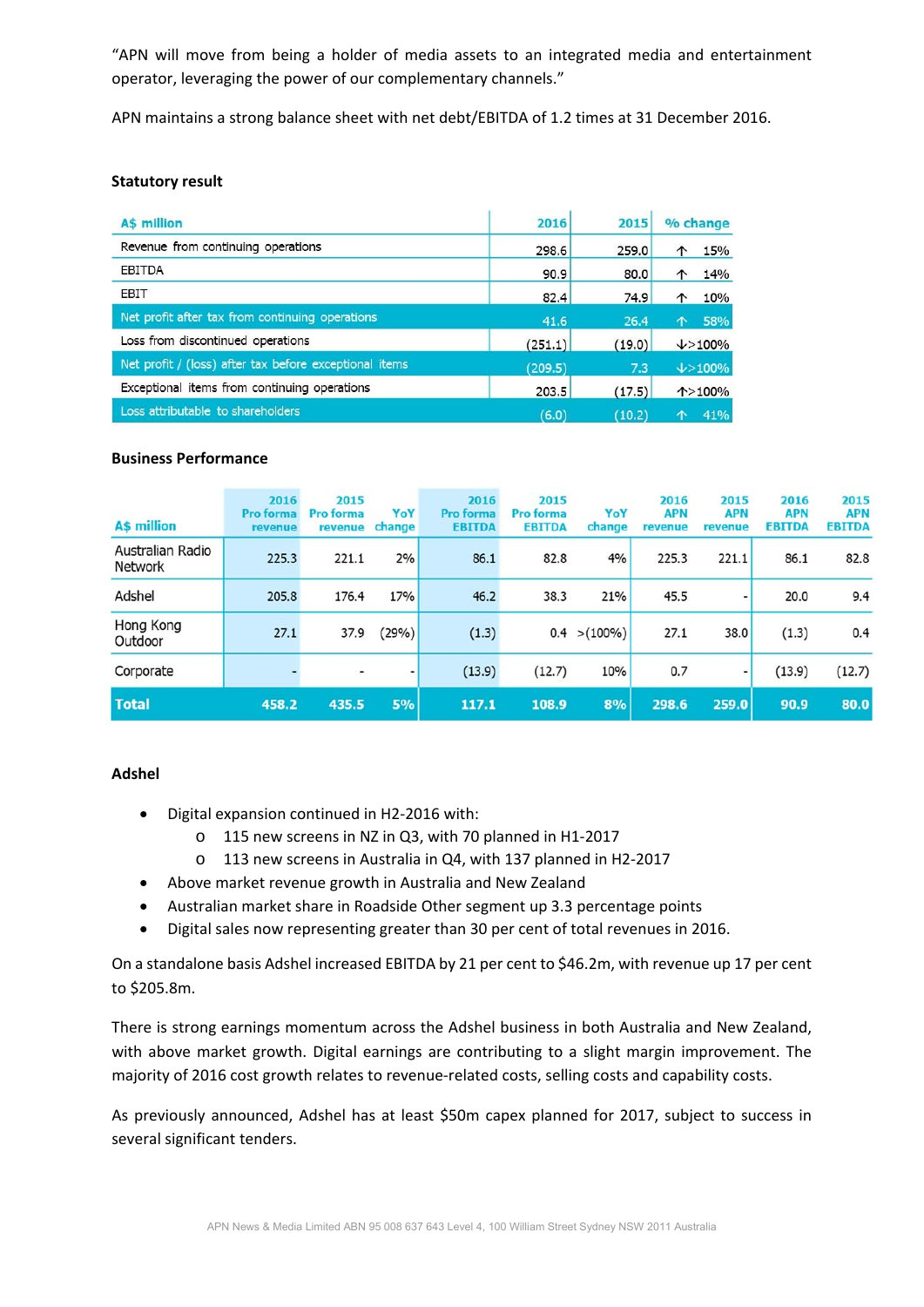"APN will move from being a holder of media assets to an integrated media and entertainment operator, leveraging the power of our complementary channels."

APN maintains a strong balance sheet with net debt/EBITDA of 1.2 times at 31 December 2016.

**Statutory result**

| A$ million | 2016 | 2015 | % change |
|---|---|---|---|
| Revenue from continuing operations | 298.6 | 259.0 | ↑ 15% |
| EBITDA | 90.9 | 80.0 | ↑ 14% |
| EBIT | 82.4 | 74.9 | ↑ 10% |
| Net profit after tax from continuing operations | 41.6 | 26.4 | ↑ 58% |
| Loss from discontinued operations | (251.1) | (19.0) | ↓>100% |
| Net profit / (loss) after tax before exceptional items | (209.5) | 7.3 | ↓>100% |
| Exceptional items from continuing operations | 203.5 | (17.5) | ↑>100% |
| Loss attributable to shareholders | (6.0) | (10.2) | ↑ 41% |

**Business Performance**

| A$ million | 2016 Pro forma revenue | 2015 Pro forma revenue | YoY change | 2016 Pro forma EBITDA | 2015 Pro forma EBITDA | YoY change | 2016 APN revenue | 2015 APN revenue | 2016 APN EBITDA | 2015 APN EBITDA |
|---|---|---|---|---|---|---|---|---|---|---|
| Australian Radio Network | 225.3 | 221.1 | 2% | 86.1 | 82.8 | 4% | 225.3 | 221.1 | 86.1 | 82.8 |
| Adshel | 205.8 | 176.4 | 17% | 46.2 | 38.3 | 21% | 45.5 | - | 20.0 | 9.4 |
| Hong Kong Outdoor | 27.1 | 37.9 | (29%) | (1.3) | 0.4 | >(100%) | 27.1 | 38.0 | (1.3) | 0.4 |
| Corporate | - | - | - | (13.9) | (12.7) | 10% | 0.7 | - | (13.9) | (12.7) |
| **Total** | **458.2** | **435.5** | **5%** | **117.1** | **108.9** | **8%** | **298.6** | **259.0** | **90.9** | **80.0** |

**Adshel**

- Digital expansion continued in H2-2016 with:
  - 115 new screens in NZ in Q3, with 70 planned in H1-2017
  - 113 new screens in Australia in Q4, with 137 planned in H2-2017
- Above market revenue growth in Australia and New Zealand
- Australian market share in Roadside Other segment up 3.3 percentage points
- Digital sales now representing greater than 30 per cent of total revenues in 2016.

On a standalone basis Adshel increased EBITDA by 21 per cent to $46.2m, with revenue up 17 per cent to $205.8m.

There is strong earnings momentum across the Adshel business in both Australia and New Zealand, with above market growth. Digital earnings are contributing to a slight margin improvement. The majority of 2016 cost growth relates to revenue-related costs, selling costs and capability costs.

As previously announced, Adshel has at least $50m capex planned for 2017, subject to success in several significant tenders.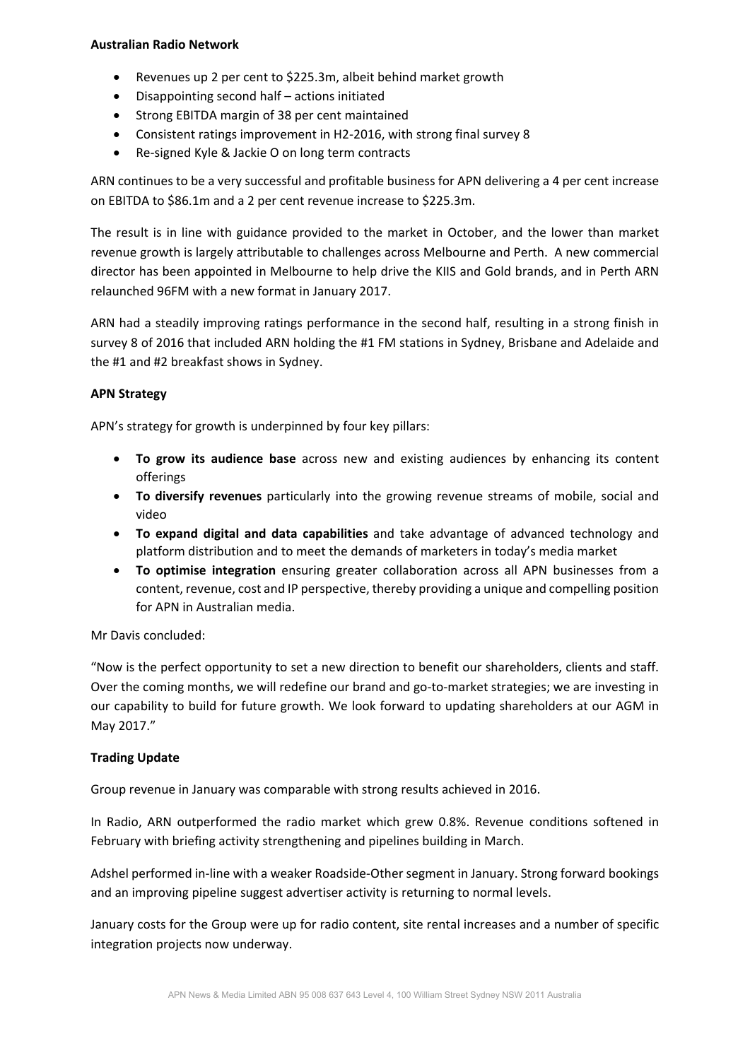**Australian Radio Network**

- Revenues up 2 per cent to $225.3m, albeit behind market growth
- Disappointing second half – actions initiated
- Strong EBITDA margin of 38 per cent maintained
- Consistent ratings improvement in H2-2016, with strong final survey 8
- Re-signed Kyle & Jackie O on long term contracts

ARN continues to be a very successful and profitable business for APN delivering a 4 per cent increase on EBITDA to $86.1m and a 2 per cent revenue increase to $225.3m.

The result is in line with guidance provided to the market in October, and the lower than market revenue growth is largely attributable to challenges across Melbourne and Perth. A new commercial director has been appointed in Melbourne to help drive the KIIS and Gold brands, and in Perth ARN relaunched 96FM with a new format in January 2017.

ARN had a steadily improving ratings performance in the second half, resulting in a strong finish in survey 8 of 2016 that included ARN holding the #1 FM stations in Sydney, Brisbane and Adelaide and the #1 and #2 breakfast shows in Sydney.

**APN Strategy**

APN's strategy for growth is underpinned by four key pillars:

- **To grow its audience base** across new and existing audiences by enhancing its content offerings
- **To diversify revenues** particularly into the growing revenue streams of mobile, social and video
- **To expand digital and data capabilities** and take advantage of advanced technology and platform distribution and to meet the demands of marketers in today's media market
- **To optimise integration** ensuring greater collaboration across all APN businesses from a content, revenue, cost and IP perspective, thereby providing a unique and compelling position for APN in Australian media.

Mr Davis concluded:

"Now is the perfect opportunity to set a new direction to benefit our shareholders, clients and staff. Over the coming months, we will redefine our brand and go-to-market strategies; we are investing in our capability to build for future growth. We look forward to updating shareholders at our AGM in May 2017."

**Trading Update**

Group revenue in January was comparable with strong results achieved in 2016.

In Radio, ARN outperformed the radio market which grew 0.8%. Revenue conditions softened in February with briefing activity strengthening and pipelines building in March.

Adshel performed in-line with a weaker Roadside-Other segment in January. Strong forward bookings and an improving pipeline suggest advertiser activity is returning to normal levels.

January costs for the Group were up for radio content, site rental increases and a number of specific integration projects now underway.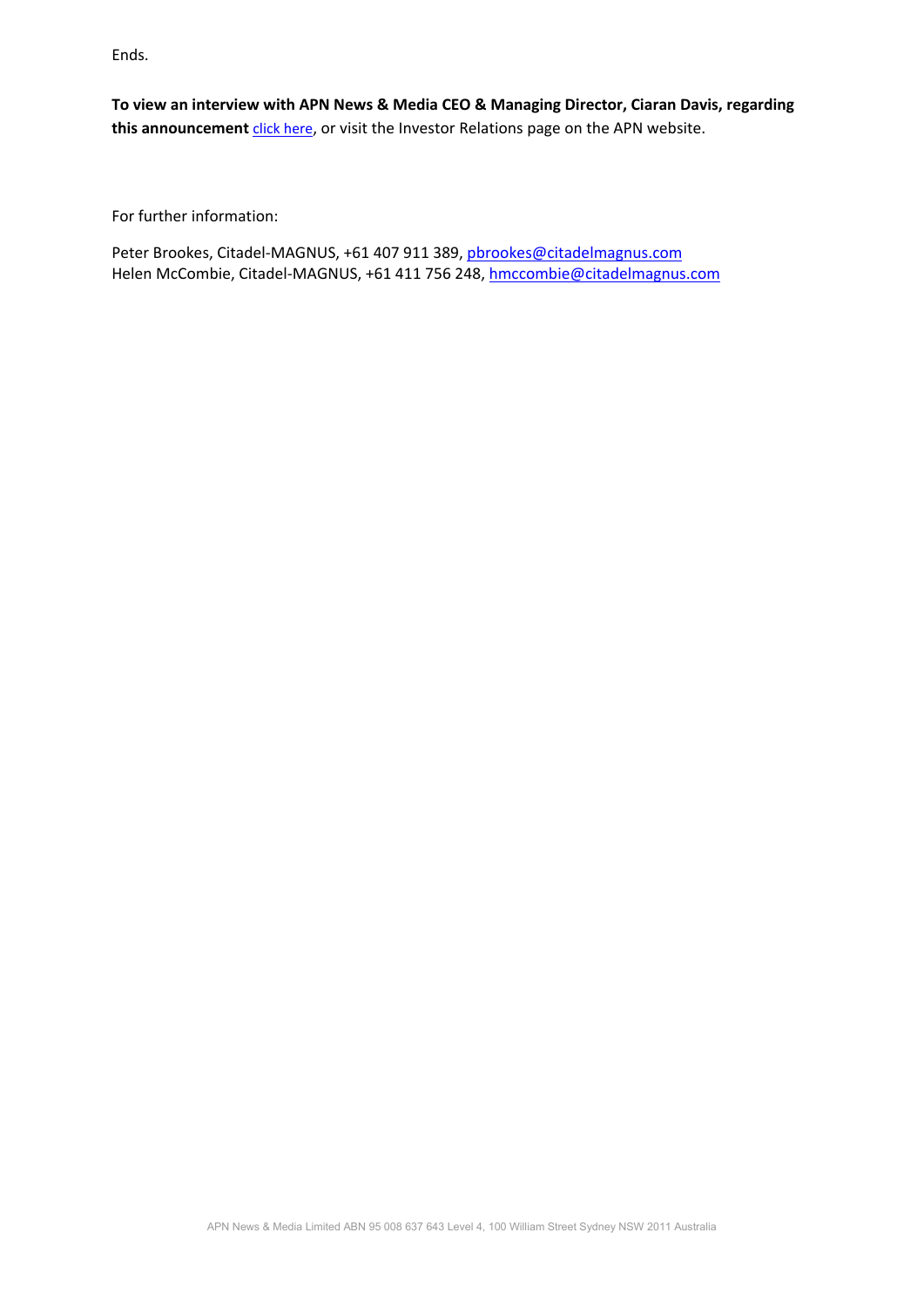Ends.

**To view an interview with APN News & Media CEO & Managing Director, Ciaran Davis, regarding this announcement** click here, or visit the Investor Relations page on the APN website.

For further information:

Peter Brookes, Citadel-MAGNUS, +61 407 911 389, pbrookes@citadelmagnus.com
Helen McCombie, Citadel-MAGNUS, +61 411 756 248, hmccombie@citadelmagnus.com

APN News & Media Limited ABN 95 008 637 643 Level 4, 100 William Street Sydney NSW 2011 Australia